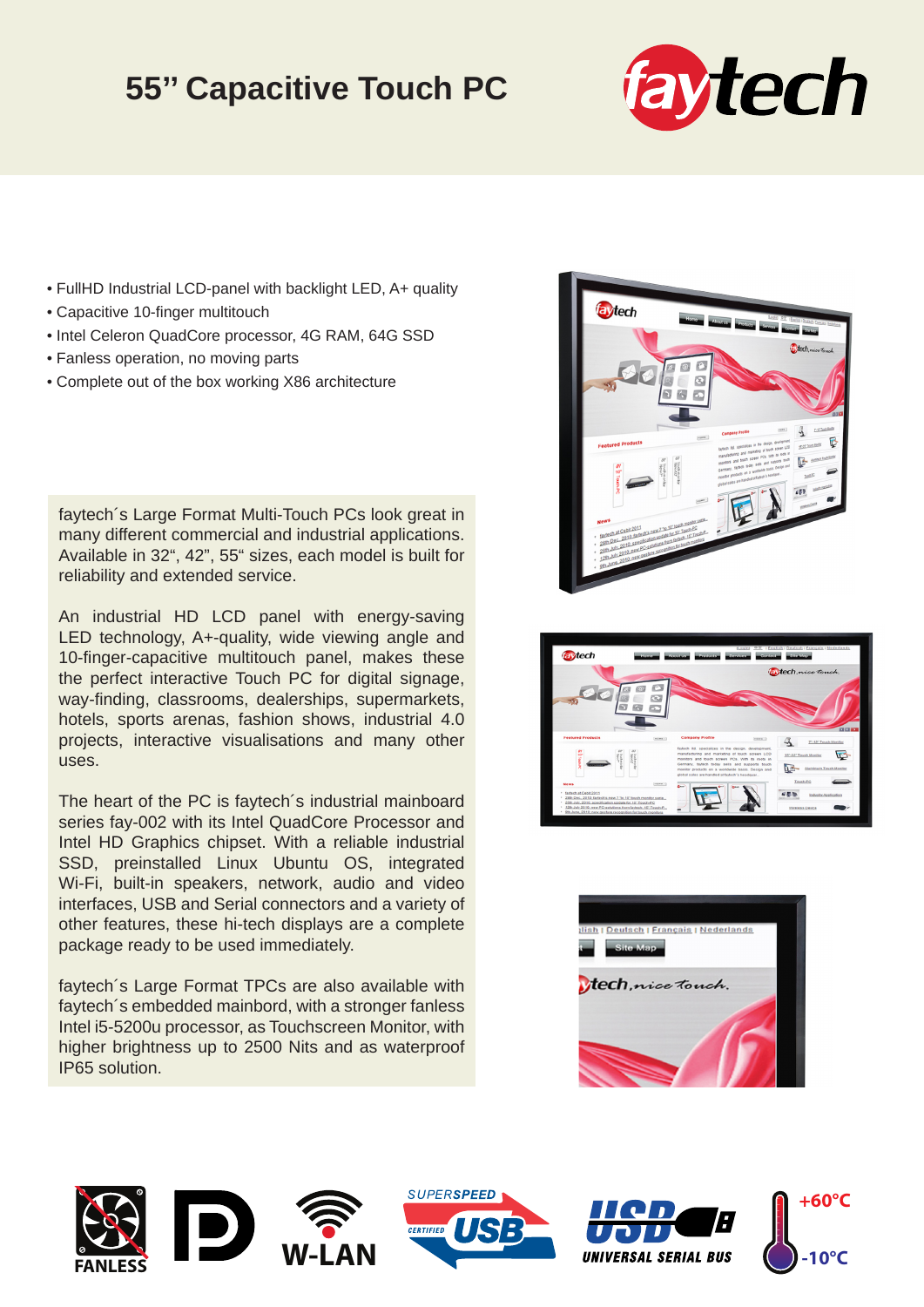# 55" Capacitive Touch PC

- FullHD Industrial LCD-panel with backlight LED, A+ quality
- Capacitive 10-finger multitouch
- Intel Celeron QuadCore processor, 4G RAM, 64G SSD
- Fanless operation, no moving parts
- Complete out of the box working X86 architecture

faytech´s Large Format Multi-Touch PCs look great in many different commercial and industrial applications. Available in 32", 42", 55" sizes, each model is built for reliability and extended service.

An industrial HD LCD panel with energy-saving LED technology, A+-quality, wide viewing angle and 10-finger-capacitive multitouch panel, makes these the perfect interactive Touch PC for digital signage, way-finding, classrooms, dealerships, supermarkets, hotels, sports arenas, fashion shows, industrial 4.0 projects, interactive visualisations and many other uses.

The heart of the PC is faytech´s industrial mainboard series fay-002 with its Intel QuadCore Processor and Intel HD Graphics chipset. With a reliable industrial SSD, preinstalled Linux Ubuntu OS, integrated Wi-Fi, built-in speakers, network, audio and video interfaces, USB and Serial connectors and a variety of other features, these hi-tech displays are a complete package ready to be used immediately.

faytech´s Large Format TPCs are also available with faytech´s embedded mainbord, with a stronger fanless Intel i5-5200u processor, as Touchscreen Monitor, with higher brightness up to 2500 Nits and as waterproof IP65 solution.

FANLESS · W-LAN · SUPERSPEED USB · USB UNIVERSAL SERIAL BUS · +60°C / -10°C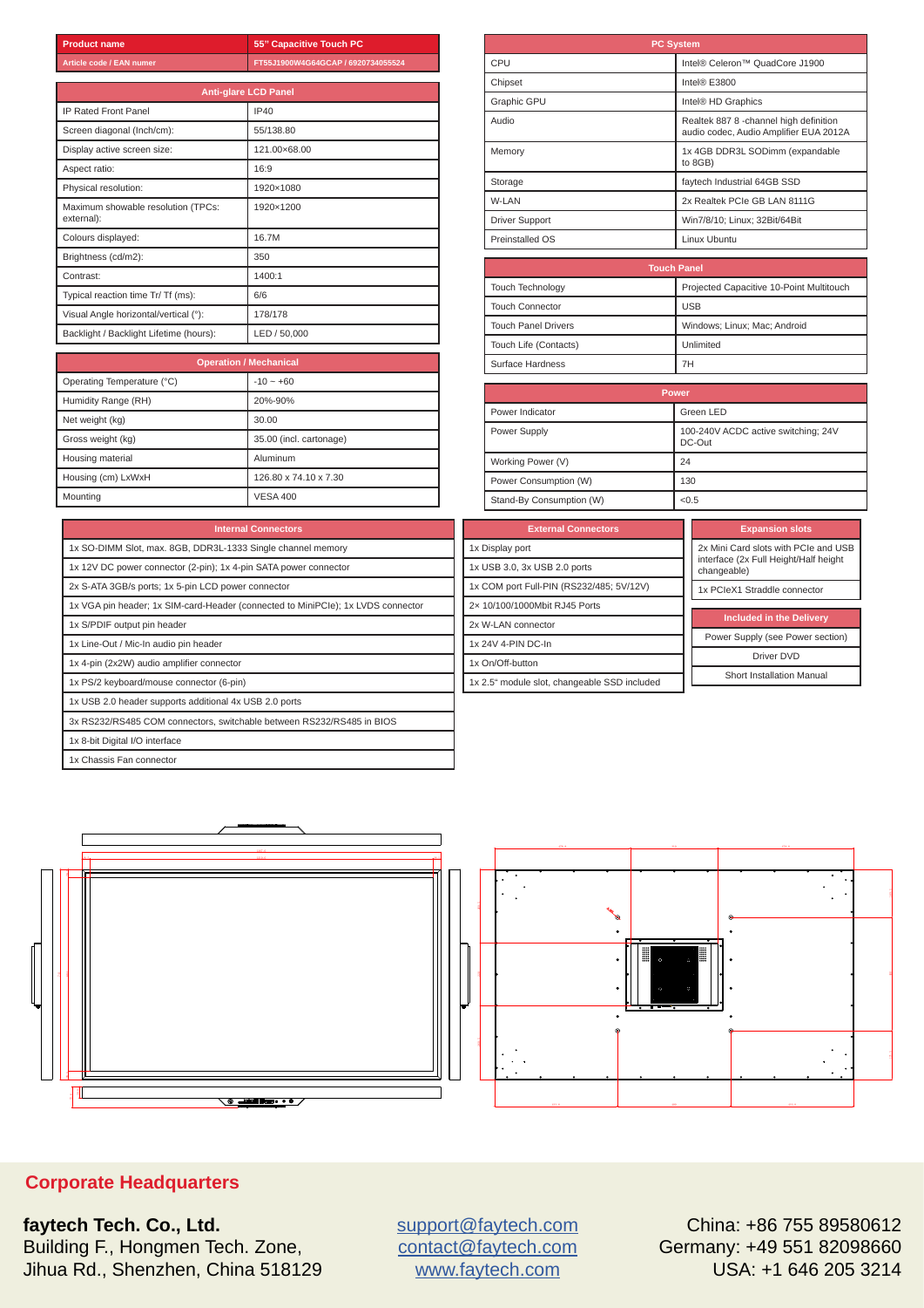| Product name | 55" Capacitive Touch PC |
| --- | --- |
| Article code / EAN numer | FT55J1900W4G64GCAP / 6920734055524 |

| Anti-glare LCD Panel | |
| --- | --- |
| IP Rated Front Panel | IP40 |
| Screen diagonal (Inch/cm): | 55/138.80 |
| Display active screen size: | 121.00×68.00 |
| Aspect ratio: | 16:9 |
| Physical resolution: | 1920×1080 |
| Maximum showable resolution (TPCs: external): | 1920×1200 |
| Colours displayed: | 16.7M |
| Brightness (cd/m2): | 350 |
| Contrast: | 1400:1 |
| Typical reaction time Tr/ Tf (ms): | 6/6 |
| Visual Angle horizontal/vertical (°): | 178/178 |
| Backlight / Backlight Lifetime (hours): | LED / 50,000 |

| Operation / Mechanical | |
| --- | --- |
| Operating Temperature (°C) | -10 ~ +60 |
| Humidity Range (RH) | 20%-90% |
| Net weight (kg) | 30.00 |
| Gross weight (kg) | 35.00 (incl. cartonage) |
| Housing material | Aluminum |
| Housing (cm) LxWxH | 126.80 x 74.10 x 7.30 |
| Mounting | VESA 400 |

| PC System | |
| --- | --- |
| CPU | Intel® Celeron™ QuadCore J1900 |
| Chipset | Intel® E3800 |
| Graphic GPU | Intel® HD Graphics |
| Audio | Realtek 887 8 -channel high definition audio codec, Audio Amplifier EUA 2012A |
| Memory | 1x 4GB DDR3L SODimm (expandable to 8GB) |
| Storage | faytech Industrial 64GB SSD |
| W-LAN | 2x Realtek PCIe GB LAN 8111G |
| Driver Support | Win7/8/10; Linux; 32Bit/64Bit |
| Preinstalled OS | Linux Ubuntu |

| Touch Panel | |
| --- | --- |
| Touch Technology | Projected Capacitive 10-Point Multitouch |
| Touch Connector | USB |
| Touch Panel Drivers | Windows; Linux; Mac; Android |
| Touch Life (Contacts) | Unlimited |
| Surface Hardness | 7H |

| Power | |
| --- | --- |
| Power Indicator | Green LED |
| Power Supply | 100-240V ACDC active switching; 24V DC-Out |
| Working Power (V) | 24 |
| Power Consumption (W) | 130 |
| Stand-By Consumption (W) | <0.5 |

| Internal Connectors |
| --- |
| 1x SO-DIMM Slot, max. 8GB, DDR3L-1333 Single channel memory |
| 1x 12V DC power connector (2-pin); 1x 4-pin SATA power connector |
| 2x S-ATA 3GB/s ports; 1x 5-pin LCD power connector |
| 1x VGA pin header; 1x SIM-card-Header (connected to MiniPCIe); 1x LVDS connector |
| 1x S/PDIF output pin header |
| 1x Line-Out / Mic-In audio pin header |
| 1x 4-pin (2x2W) audio amplifier connector |
| 1x PS/2 keyboard/mouse connector (6-pin) |
| 1x USB 2.0 header supports additional 4x USB 2.0 ports |
| 3x RS232/RS485 COM connectors, switchable between RS232/RS485 in BIOS |
| 1x 8-bit Digital I/O interface |
| 1x Chassis Fan connector |

| External Connectors |
| --- |
| 1x Display port |
| 1x USB 3.0, 3x USB 2.0 ports |
| 1x COM port Full-PIN (RS232/485; 5V/12V) |
| 2× 10/100/1000Mbit RJ45 Ports |
| 2x W-LAN connector |
| 1x 24V 4-PIN DC-In |
| 1x On/Off-button |
| 1x 2.5" module slot, changeable SSD included |

| Expansion slots |
| --- |
| 2x Mini Card slots with PCIe and USB interface (2x Full Height/Half height changeable) |
| 1x PCIeX1 Straddle connector |

| Included in the Delivery |
| --- |
| Power Supply (see Power section) |
| Driver DVD |
| Short Installation Manual |

## Corporate Headquarters

**faytech Tech. Co., Ltd.**
Building F., Hongmen Tech. Zone,
Jihua Rd., Shenzhen, China 518129

support@faytech.com
contact@faytech.com
www.faytech.com

China: +86 755 89580612
Germany: +49 551 82098660
USA: +1 646 205 3214